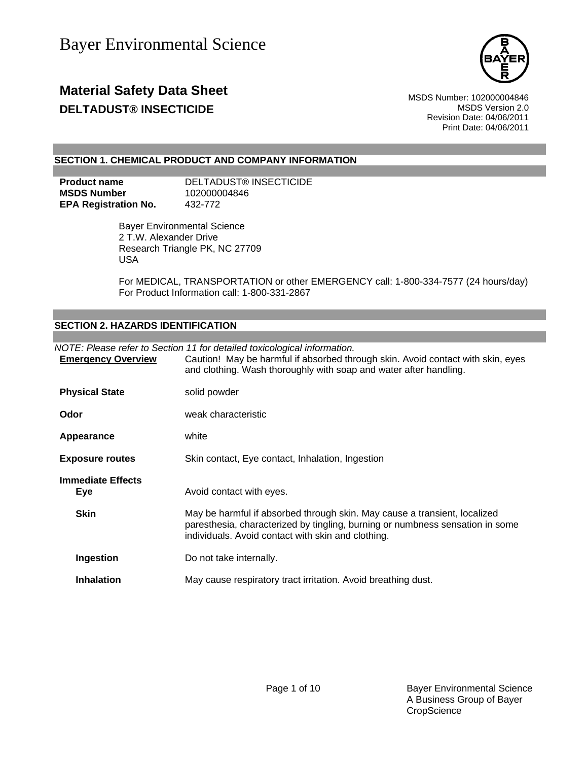# Material Safety Data Sheet

## DELTADUST® INSECTICIDE

MSDS Number: 102000004846
MSDS Version 2.0
Revision Date: 04/06/2011
Print Date: 04/06/2011

## SECTION 1. CHEMICAL PRODUCT AND COMPANY INFORMATION

| | |
|---|---|
| **Product name** | DELTADUST® INSECTICIDE |
| **MSDS Number** | 102000004846 |
| **EPA Registration No.** | 432-772 |

Bayer Environmental Science
2 T.W. Alexander Drive
Research Triangle PK, NC 27709
USA

For MEDICAL, TRANSPORTATION or other EMERGENCY call: 1-800-334-7577 (24 hours/day)
For Product Information call: 1-800-331-2867

## SECTION 2. HAZARDS IDENTIFICATION

*NOTE: Please refer to Section 11 for detailed toxicological information.*

| | |
|---|---|
| **Emergency Overview** | Caution! May be harmful if absorbed through skin. Avoid contact with skin, eyes and clothing. Wash thoroughly with soap and water after handling. |
| **Physical State** | solid powder |
| **Odor** | weak characteristic |
| **Appearance** | white |
| **Exposure routes** | Skin contact, Eye contact, Inhalation, Ingestion |

**Immediate Effects**

| | |
|---|---|
| **Eye** | Avoid contact with eyes. |
| **Skin** | May be harmful if absorbed through skin. May cause a transient, localized paresthesia, characterized by tingling, burning or numbness sensation in some individuals. Avoid contact with skin and clothing. |
| **Ingestion** | Do not take internally. |
| **Inhalation** | May cause respiratory tract irritation. Avoid breathing dust. |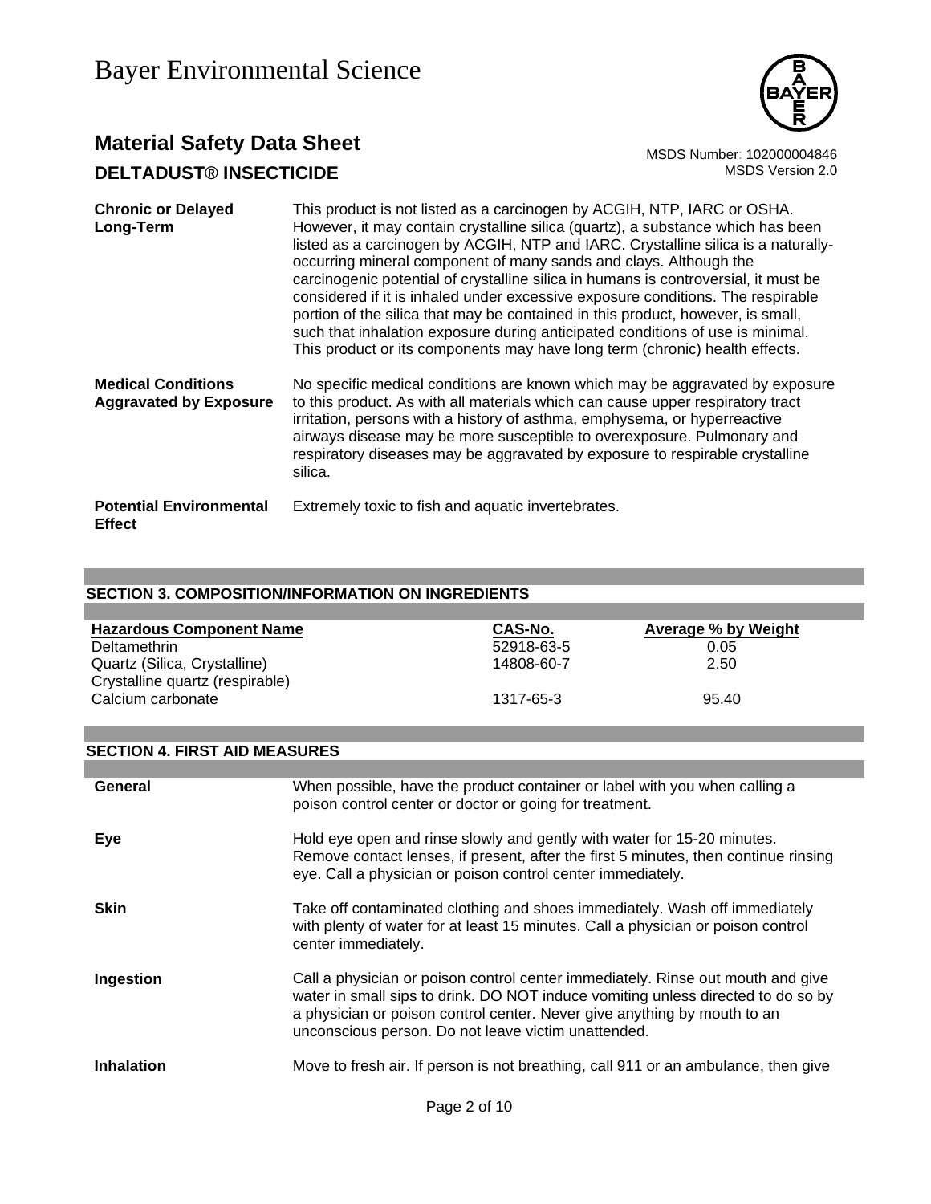| | |
|---|---|
| **Chronic or Delayed Long-Term** | This product is not listed as a carcinogen by ACGIH, NTP, IARC or OSHA. However, it may contain crystalline silica (quartz), a substance which has been listed as a carcinogen by ACGIH, NTP and IARC. Crystalline silica is a naturally-occurring mineral component of many sands and clays. Although the carcinogenic potential of crystalline silica in humans is controversial, it must be considered if it is inhaled under excessive exposure conditions. The respirable portion of the silica that may be contained in this product, however, is small, such that inhalation exposure during anticipated conditions of use is minimal. This product or its components may have long term (chronic) health effects. |
| **Medical Conditions Aggravated by Exposure** | No specific medical conditions are known which may be aggravated by exposure to this product. As with all materials which can cause upper respiratory tract irritation, persons with a history of asthma, emphysema, or hyperreactive airways disease may be more susceptible to overexposure. Pulmonary and respiratory diseases may be aggravated by exposure to respirable crystalline silica. |
| **Potential Environmental Effect** | Extremely toxic to fish and aquatic invertebrates. |

## SECTION 3. COMPOSITION/INFORMATION ON INGREDIENTS

| Hazardous Component Name | CAS-No. | Average % by Weight |
|---|---|---|
| Deltamethrin | 52918-63-5 | 0.05 |
| Quartz (Silica, Crystalline) Crystalline quartz (respirable) | 14808-60-7 | 2.50 |
| Calcium carbonate | 1317-65-3 | 95.40 |

## SECTION 4. FIRST AID MEASURES

| | |
|---|---|
| **General** | When possible, have the product container or label with you when calling a poison control center or doctor or going for treatment. |
| **Eye** | Hold eye open and rinse slowly and gently with water for 15-20 minutes. Remove contact lenses, if present, after the first 5 minutes, then continue rinsing eye. Call a physician or poison control center immediately. |
| **Skin** | Take off contaminated clothing and shoes immediately. Wash off immediately with plenty of water for at least 15 minutes. Call a physician or poison control center immediately. |
| **Ingestion** | Call a physician or poison control center immediately. Rinse out mouth and give water in small sips to drink. DO NOT induce vomiting unless directed to do so by a physician or poison control center. Never give anything by mouth to an unconscious person. Do not leave victim unattended. |
| **Inhalation** | Move to fresh air. If person is not breathing, call 911 or an ambulance, then give |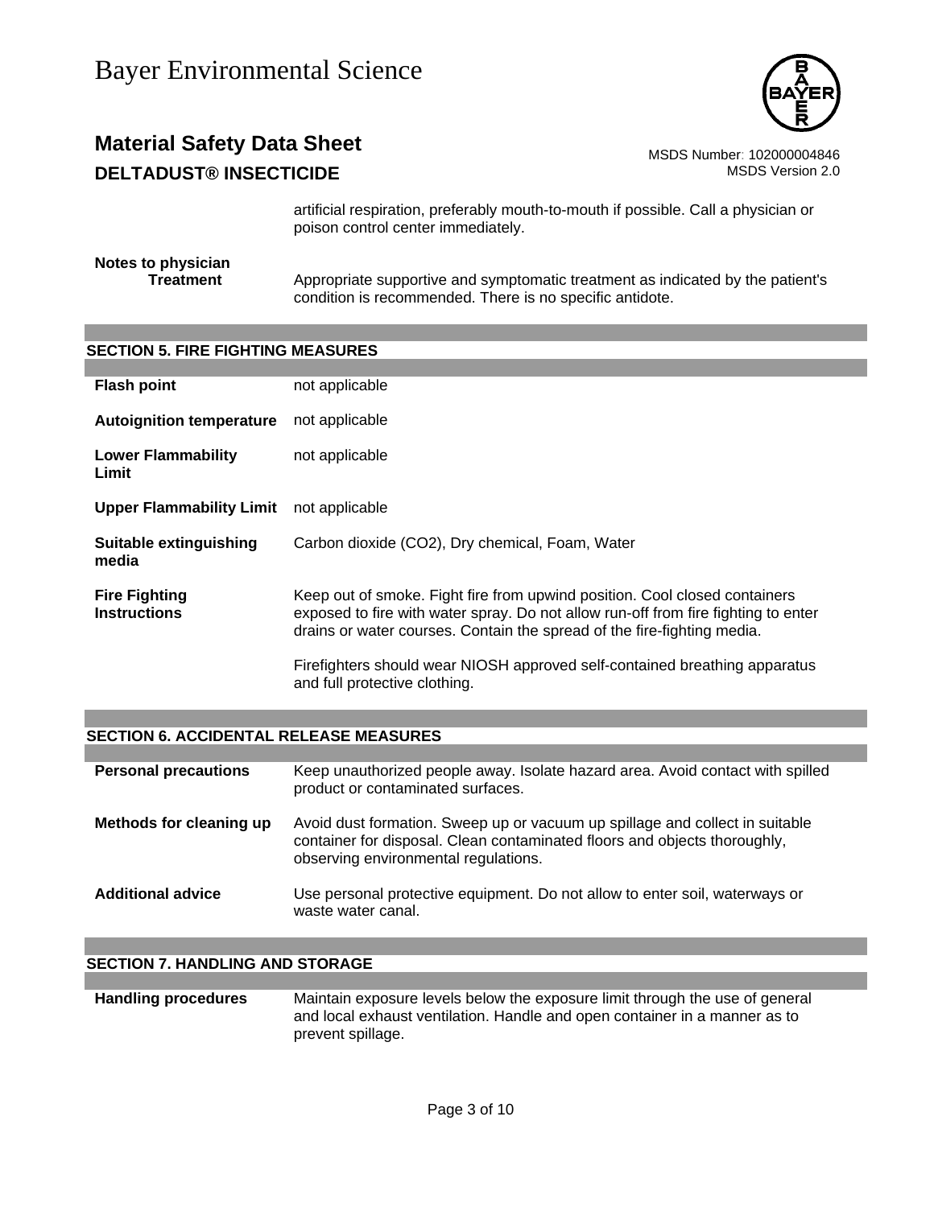artificial respiration, preferably mouth-to-mouth if possible. Call a physician or poison control center immediately.

**Notes to physician**

**Treatment** Appropriate supportive and symptomatic treatment as indicated by the patient's condition is recommended. There is no specific antidote.

## SECTION 5. FIRE FIGHTING MEASURES

| | |
|---|---|
| **Flash point** | not applicable |
| **Autoignition temperature** | not applicable |
| **Lower Flammability Limit** | not applicable |
| **Upper Flammability Limit** | not applicable |
| **Suitable extinguishing media** | Carbon dioxide ($CO_2$), Dry chemical, Foam, Water |
| **Fire Fighting Instructions** | Keep out of smoke. Fight fire from upwind position. Cool closed containers exposed to fire with water spray. Do not allow run-off from fire fighting to enter drains or water courses. Contain the spread of the fire-fighting media.<br><br>Firefighters should wear NIOSH approved self-contained breathing apparatus and full protective clothing. |

## SECTION 6. ACCIDENTAL RELEASE MEASURES

| | |
|---|---|
| **Personal precautions** | Keep unauthorized people away. Isolate hazard area. Avoid contact with spilled product or contaminated surfaces. |
| **Methods for cleaning up** | Avoid dust formation. Sweep up or vacuum up spillage and collect in suitable container for disposal. Clean contaminated floors and objects thoroughly, observing environmental regulations. |
| **Additional advice** | Use personal protective equipment. Do not allow to enter soil, waterways or waste water canal. |

## SECTION 7. HANDLING AND STORAGE

| | |
|---|---|
| **Handling procedures** | Maintain exposure levels below the exposure limit through the use of general and local exhaust ventilation. Handle and open container in a manner as to prevent spillage. |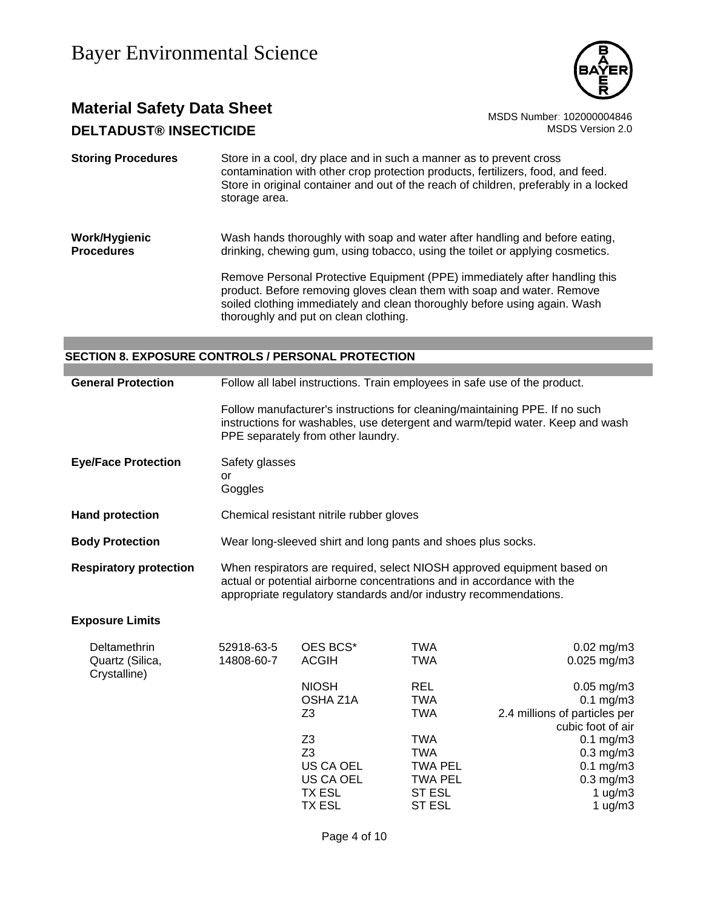| | |
|---|---|
| **Storing Procedures** | Store in a cool, dry place and in such a manner as to prevent cross contamination with other crop protection products, fertilizers, food, and feed. Store in original container and out of the reach of children, preferably in a locked storage area. |
| **Work/Hygienic Procedures** | Wash hands thoroughly with soap and water after handling and before eating, drinking, chewing gum, using tobacco, using the toilet or applying cosmetics.<br><br>Remove Personal Protective Equipment (PPE) immediately after handling this product. Before removing gloves clean them with soap and water. Remove soiled clothing immediately and clean thoroughly before using again. Wash thoroughly and put on clean clothing. |

## SECTION 8. EXPOSURE CONTROLS / PERSONAL PROTECTION

| | |
|---|---|
| **General Protection** | Follow all label instructions. Train employees in safe use of the product.<br><br>Follow manufacturer's instructions for cleaning/maintaining PPE. If no such instructions for washables, use detergent and warm/tepid water. Keep and wash PPE separately from other laundry. |
| **Eye/Face Protection** | Safety glasses<br>or<br>Goggles |
| **Hand protection** | Chemical resistant nitrile rubber gloves |
| **Body Protection** | Wear long-sleeved shirt and long pants and shoes plus socks. |
| **Respiratory protection** | When respirators are required, select NIOSH approved equipment based on actual or potential airborne concentrations and in accordance with the appropriate regulatory standards and/or industry recommendations. |

**Exposure Limits**

| Component | CAS No. | Source | Type | Value |
|---|---|---|---|---|
| Deltamethrin | 52918-63-5 | OES BCS* | TWA | 0.02 mg/m3 |
| Quartz (Silica, Crystalline) | 14808-60-7 | ACGIH | TWA | 0.025 mg/m3 |
| | | NIOSH | REL | 0.05 mg/m3 |
| | | OSHA Z1A | TWA | 0.1 mg/m3 |
| | | Z3 | TWA | 2.4 millions of particles per cubic foot of air |
| | | Z3 | TWA | 0.1 mg/m3 |
| | | Z3 | TWA | 0.3 mg/m3 |
| | | US CA OEL | TWA PEL | 0.1 mg/m3 |
| | | US CA OEL | TWA PEL | 0.3 mg/m3 |
| | | TX ESL | ST ESL | 1 ug/m3 |
| | | TX ESL | ST ESL | 1 ug/m3 |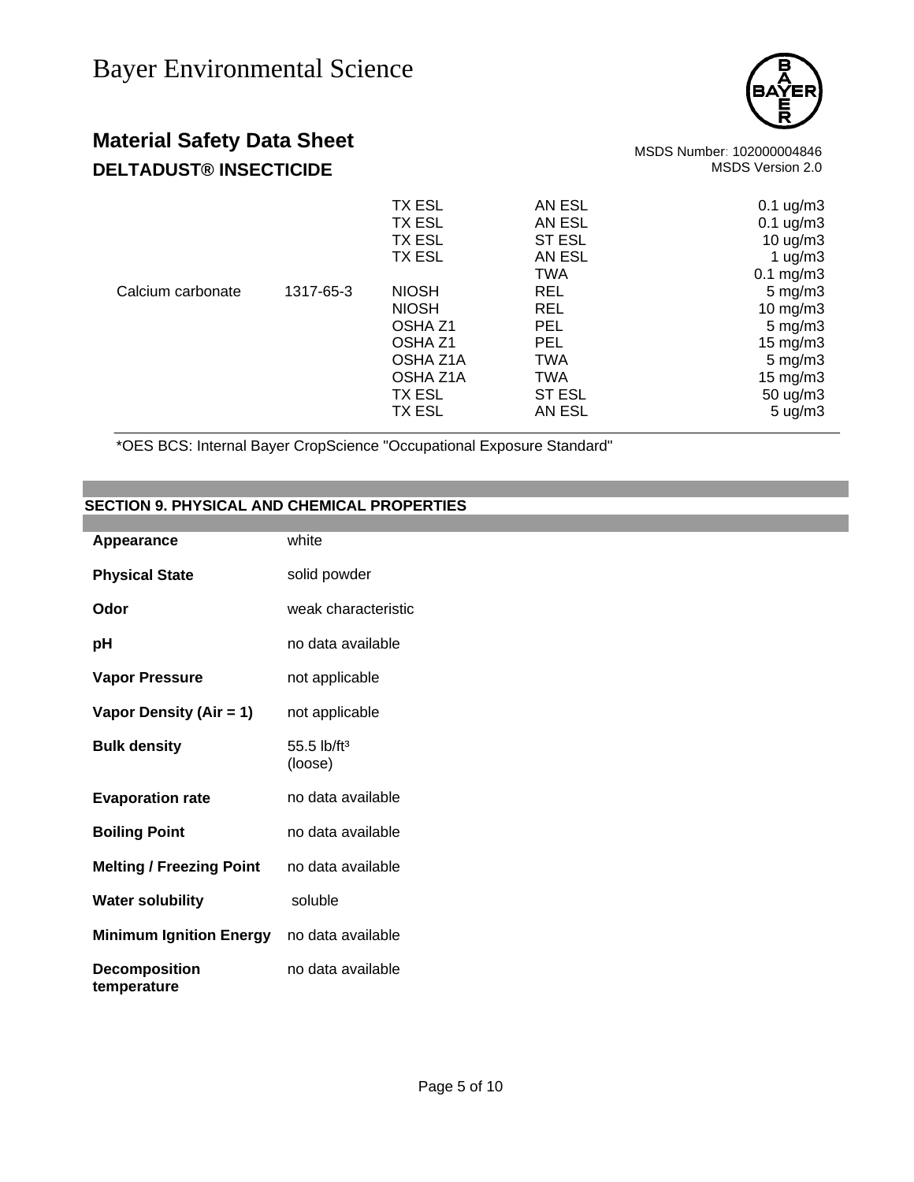| | | | | |
|---|---|---|---|---|
| | | TX ESL | AN ESL | 0.1 ug/m3 |
| | | TX ESL | AN ESL | 0.1 ug/m3 |
| | | TX ESL | ST ESL | 10 ug/m3 |
| | | TX ESL | AN ESL | 1 ug/m3 |
| | | | TWA | 0.1 mg/m3 |
| Calcium carbonate | 1317-65-3 | NIOSH | REL | 5 mg/m3 |
| | | NIOSH | REL | 10 mg/m3 |
| | | OSHA Z1 | PEL | 5 mg/m3 |
| | | OSHA Z1 | PEL | 15 mg/m3 |
| | | OSHA Z1A | TWA | 5 mg/m3 |
| | | OSHA Z1A | TWA | 15 mg/m3 |
| | | TX ESL | ST ESL | 50 ug/m3 |
| | | TX ESL | AN ESL | 5 ug/m3 |

*OES BCS: Internal Bayer CropScience "Occupational Exposure Standard"

## SECTION 9. PHYSICAL AND CHEMICAL PROPERTIES

| | |
|---|---|
| **Appearance** | white |
| **Physical State** | solid powder |
| **Odor** | weak characteristic |
| **pH** | no data available |
| **Vapor Pressure** | not applicable |
| **Vapor Density (Air = 1)** | not applicable |
| **Bulk density** | 55.5 lb/ft³ (loose) |
| **Evaporation rate** | no data available |
| **Boiling Point** | no data available |
| **Melting / Freezing Point** | no data available |
| **Water solubility** | soluble |
| **Minimum Ignition Energy** | no data available |
| **Decomposition temperature** | no data available |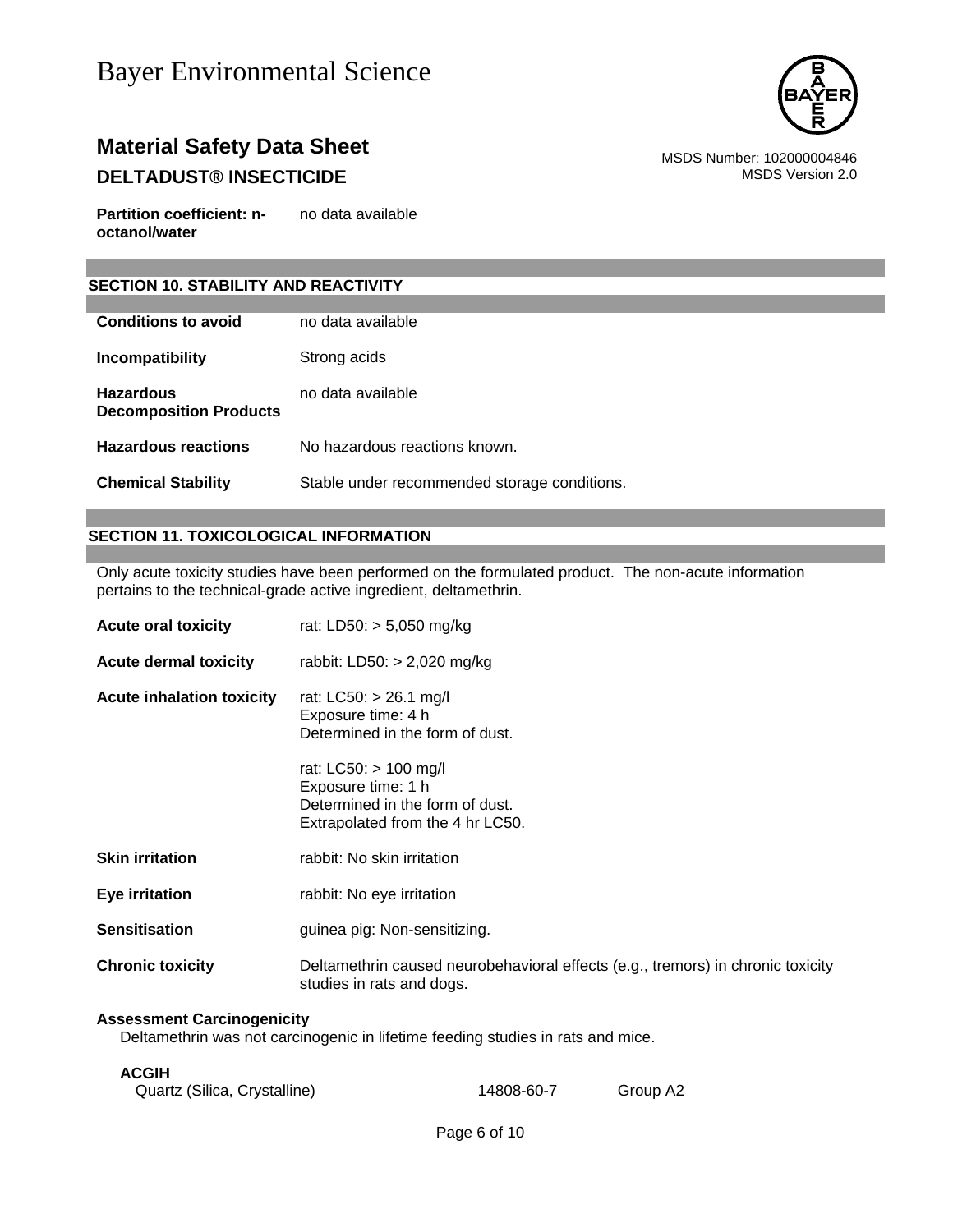| | |
|---|---|
| **Partition coefficient: n-octanol/water** | no data available |

## SECTION 10. STABILITY AND REACTIVITY

| | |
|---|---|
| **Conditions to avoid** | no data available |
| **Incompatibility** | Strong acids |
| **Hazardous Decomposition Products** | no data available |
| **Hazardous reactions** | No hazardous reactions known. |
| **Chemical Stability** | Stable under recommended storage conditions. |

## SECTION 11. TOXICOLOGICAL INFORMATION

Only acute toxicity studies have been performed on the formulated product. The non-acute information pertains to the technical-grade active ingredient, deltamethrin.

| | |
|---|---|
| **Acute oral toxicity** | rat: LD50: > 5,050 mg/kg |
| **Acute dermal toxicity** | rabbit: LD50: > 2,020 mg/kg |
| **Acute inhalation toxicity** | rat: LC50: > 26.1 mg/l<br>Exposure time: 4 h<br>Determined in the form of dust.<br><br>rat: LC50: > 100 mg/l<br>Exposure time: 1 h<br>Determined in the form of dust.<br>Extrapolated from the 4 hr LC50. |
| **Skin irritation** | rabbit: No skin irritation |
| **Eye irritation** | rabbit: No eye irritation |
| **Sensitisation** | guinea pig: Non-sensitizing. |
| **Chronic toxicity** | Deltamethrin caused neurobehavioral effects (e.g., tremors) in chronic toxicity studies in rats and dogs. |

**Assessment Carcinogenicity**

Deltamethrin was not carcinogenic in lifetime feeding studies in rats and mice.

**ACGIH**

| | | |
|---|---|---|
| Quartz (Silica, Crystalline) | 14808-60-7 | Group A2 |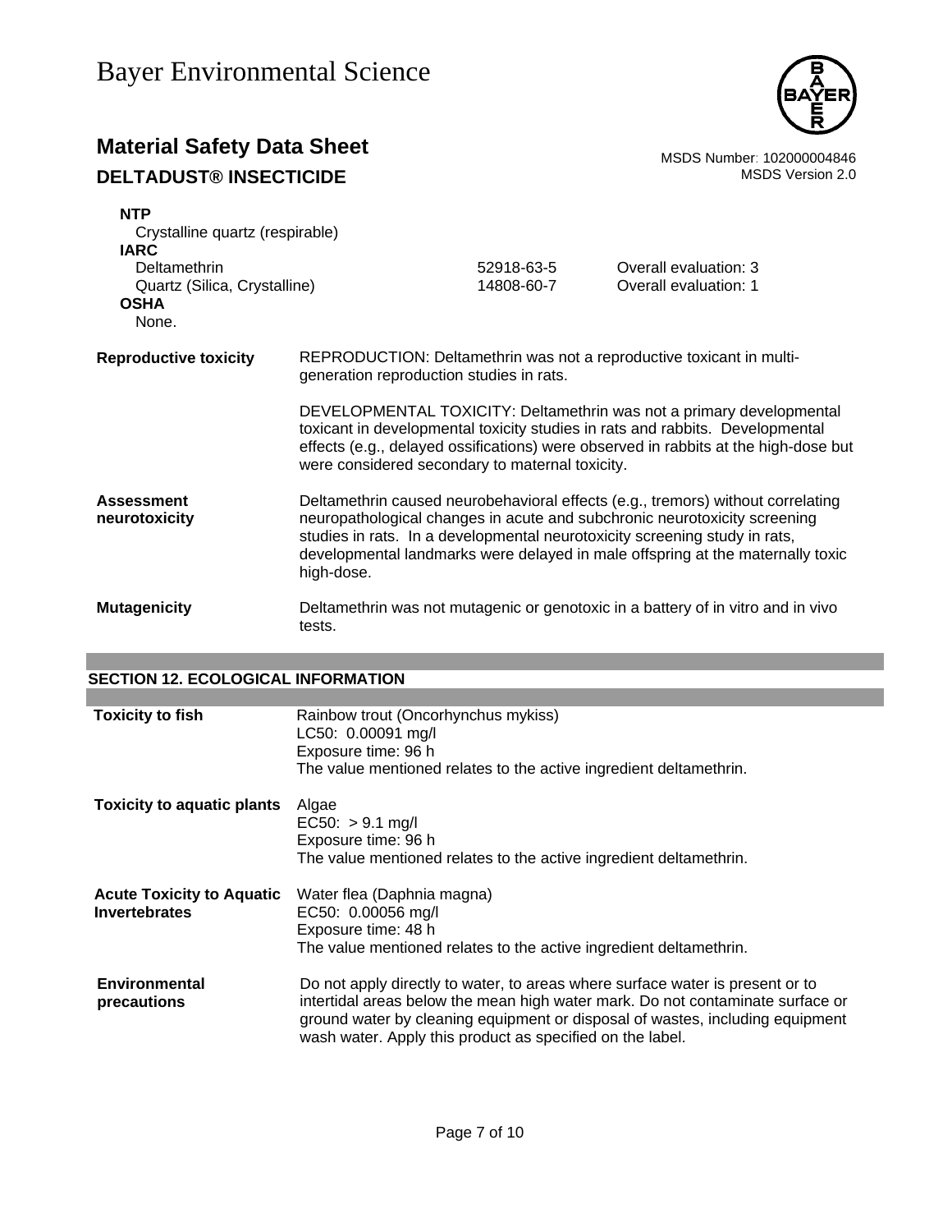**NTP**

Crystalline quartz (respirable)

**IARC**

| | | |
|---|---|---|
| Deltamethrin | 52918-63-5 | Overall evaluation: 3 |
| Quartz (Silica, Crystalline) | 14808-60-7 | Overall evaluation: 1 |

**OSHA**

None.

**Reproductive toxicity**

REPRODUCTION: Deltamethrin was not a reproductive toxicant in multi-generation reproduction studies in rats.

DEVELOPMENTAL TOXICITY: Deltamethrin was not a primary developmental toxicant in developmental toxicity studies in rats and rabbits. Developmental effects (e.g., delayed ossifications) were observed in rabbits at the high-dose but were considered secondary to maternal toxicity.

**Assessment neurotoxicity**

Deltamethrin caused neurobehavioral effects (e.g., tremors) without correlating neuropathological changes in acute and subchronic neurotoxicity screening studies in rats. In a developmental neurotoxicity screening study in rats, developmental landmarks were delayed in male offspring at the maternally toxic high-dose.

**Mutagenicity**

Deltamethrin was not mutagenic or genotoxic in a battery of in vitro and in vivo tests.

## SECTION 12. ECOLOGICAL INFORMATION

**Toxicity to fish**

Rainbow trout (Oncorhynchus mykiss)
LC50: 0.00091 mg/l
Exposure time: 96 h
The value mentioned relates to the active ingredient deltamethrin.

**Toxicity to aquatic plants**

Algae
EC50: > 9.1 mg/l
Exposure time: 96 h
The value mentioned relates to the active ingredient deltamethrin.

**Acute Toxicity to Aquatic Invertebrates**

Water flea (Daphnia magna)
EC50: 0.00056 mg/l
Exposure time: 48 h
The value mentioned relates to the active ingredient deltamethrin.

**Environmental precautions**

Do not apply directly to water, to areas where surface water is present or to intertidal areas below the mean high water mark. Do not contaminate surface or ground water by cleaning equipment or disposal of wastes, including equipment wash water. Apply this product as specified on the label.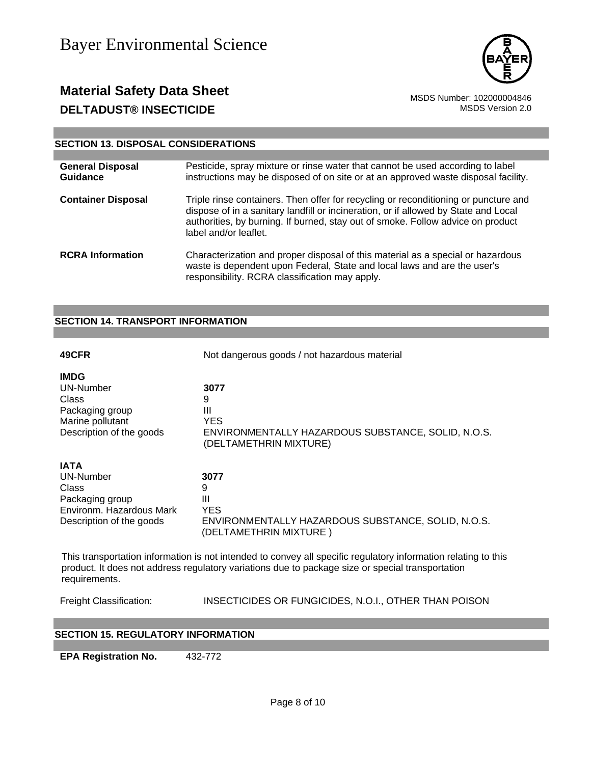## SECTION 13. DISPOSAL CONSIDERATIONS

| | |
|---|---|
| **General Disposal Guidance** | Pesticide, spray mixture or rinse water that cannot be used according to label instructions may be disposed of on site or at an approved waste disposal facility. |
| **Container Disposal** | Triple rinse containers. Then offer for recycling or reconditioning or puncture and dispose of in a sanitary landfill or incineration, or if allowed by State and Local authorities, by burning. If burned, stay out of smoke. Follow advice on product label and/or leaflet. |
| **RCRA Information** | Characterization and proper disposal of this material as a special or hazardous waste is dependent upon Federal, State and local laws and are the user's responsibility. RCRA classification may apply. |

## SECTION 14. TRANSPORT INFORMATION

**49CFR** Not dangerous goods / not hazardous material

**IMDG**

| | |
|---|---|
| UN-Number | **3077** |
| Class | 9 |
| Packaging group | III |
| Marine pollutant | YES |
| Description of the goods | ENVIRONMENTALLY HAZARDOUS SUBSTANCE, SOLID, N.O.S. (DELTAMETHRIN MIXTURE) |

**IATA**

| | |
|---|---|
| UN-Number | **3077** |
| Class | 9 |
| Packaging group | III |
| Environm. Hazardous Mark | YES |
| Description of the goods | ENVIRONMENTALLY HAZARDOUS SUBSTANCE, SOLID, N.O.S. (DELTAMETHRIN MIXTURE ) |

This transportation information is not intended to convey all specific regulatory information relating to this product. It does not address regulatory variations due to package size or special transportation requirements.

Freight Classification: INSECTICIDES OR FUNGICIDES, N.O.I., OTHER THAN POISON

## SECTION 15. REGULATORY INFORMATION

**EPA Registration No.** 432-772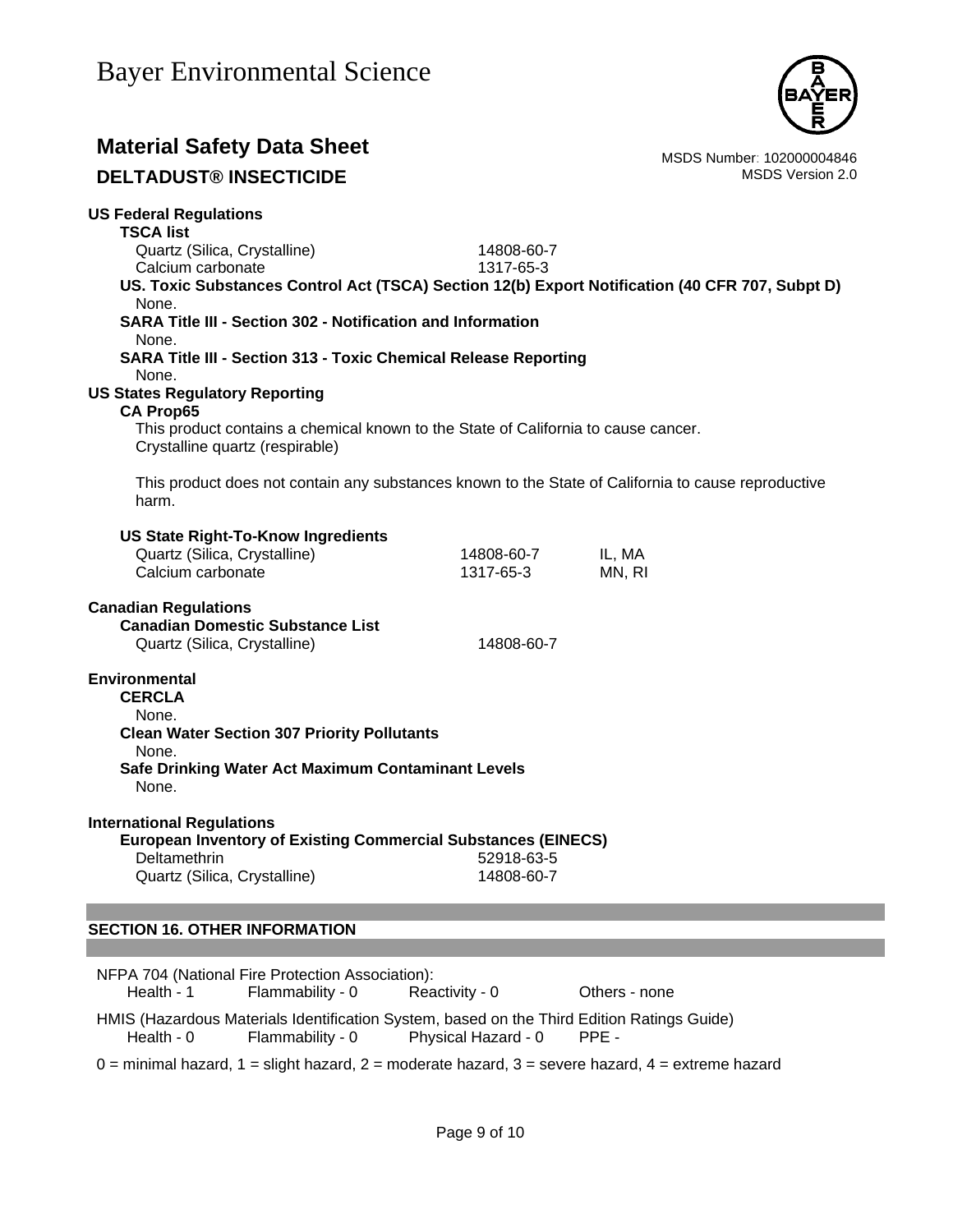**US Federal Regulations**

**TSCA list**

| | |
|---|---|
| Quartz (Silica, Crystalline) | 14808-60-7 |
| Calcium carbonate | 1317-65-3 |

**US. Toxic Substances Control Act (TSCA) Section 12(b) Export Notification (40 CFR 707, Subpt D)**

None.

**SARA Title III - Section 302 - Notification and Information**

None.

**SARA Title III - Section 313 - Toxic Chemical Release Reporting**

None.

**US States Regulatory Reporting**

**CA Prop65**

This product contains a chemical known to the State of California to cause cancer.
Crystalline quartz (respirable)

This product does not contain any substances known to the State of California to cause reproductive harm.

**US State Right-To-Know Ingredients**

| | | |
|---|---|---|
| Quartz (Silica, Crystalline) | 14808-60-7 | IL, MA |
| Calcium carbonate | 1317-65-3 | MN, RI |

**Canadian Regulations**

**Canadian Domestic Substance List**

| | |
|---|---|
| Quartz (Silica, Crystalline) | 14808-60-7 |

**Environmental**

**CERCLA**

None.

**Clean Water Section 307 Priority Pollutants**

None.

**Safe Drinking Water Act Maximum Contaminant Levels**

None.

**International Regulations**

**European Inventory of Existing Commercial Substances (EINECS)**

| | |
|---|---|
| Deltamethrin | 52918-63-5 |
| Quartz (Silica, Crystalline) | 14808-60-7 |

## SECTION 16. OTHER INFORMATION

NFPA 704 (National Fire Protection Association):

| Health - 1 | Flammability - 0 | Reactivity - 0 | Others - none |
|---|---|---|---|

HMIS (Hazardous Materials Identification System, based on the Third Edition Ratings Guide)

| Health - 0 | Flammability - 0 | Physical Hazard - 0 | PPE - |
|---|---|---|---|

0 = minimal hazard, 1 = slight hazard, 2 = moderate hazard, 3 = severe hazard, 4 = extreme hazard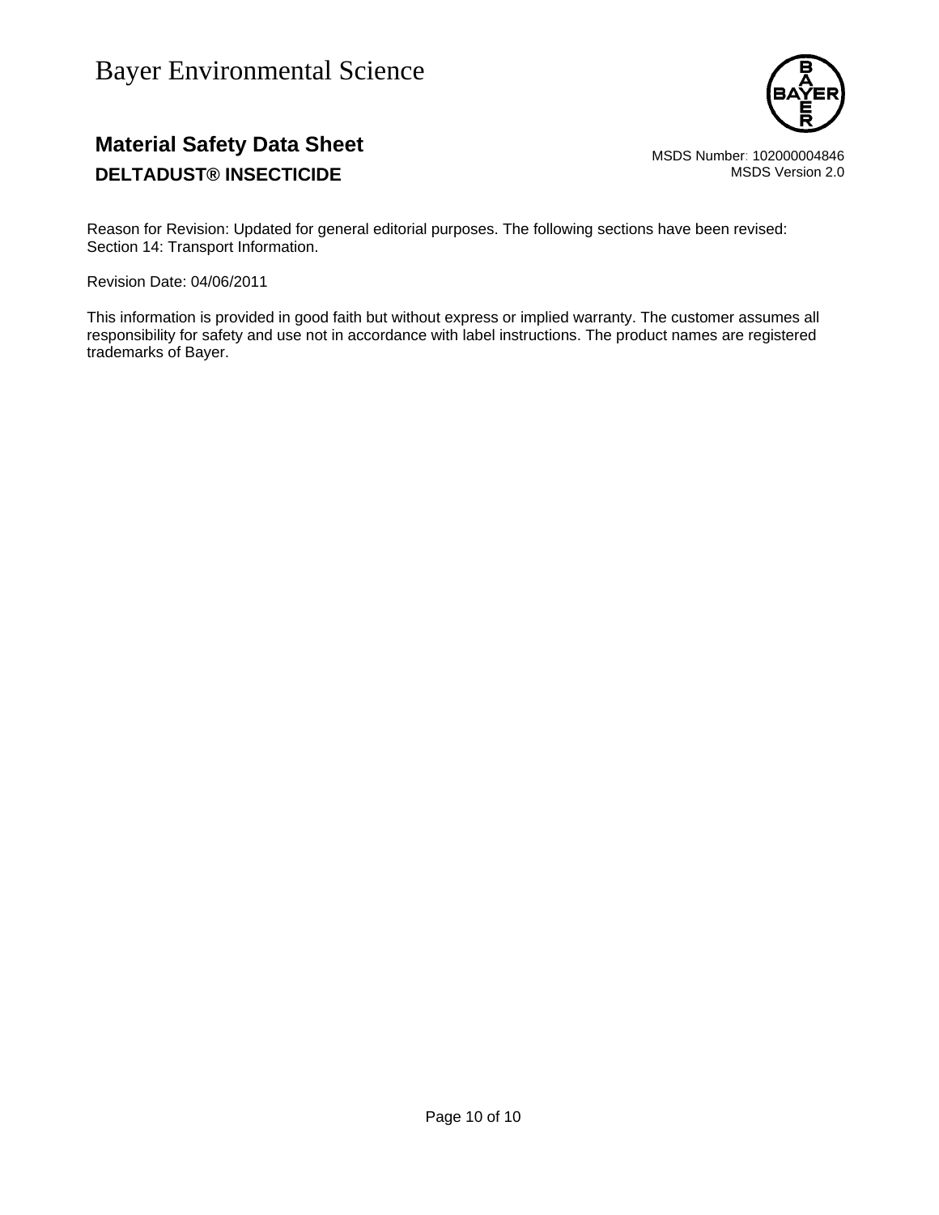Reason for Revision: Updated for general editorial purposes. The following sections have been revised: Section 14: Transport Information.

Revision Date: 04/06/2011

This information is provided in good faith but without express or implied warranty. The customer assumes all responsibility for safety and use not in accordance with label instructions. The product names are registered trademarks of Bayer.